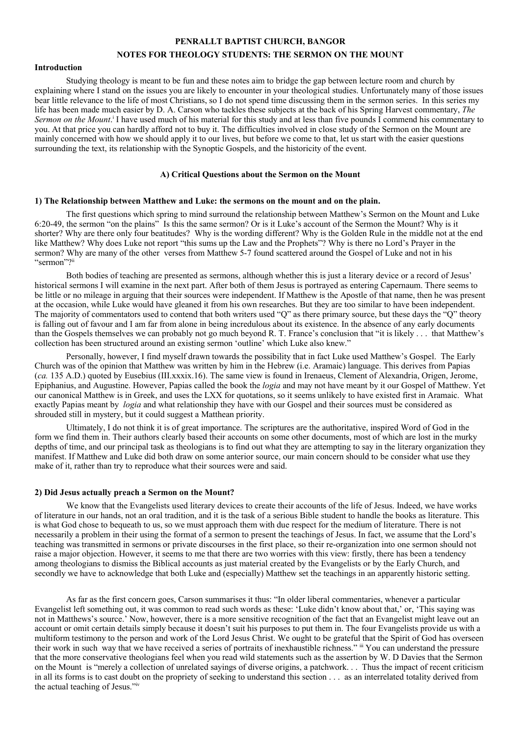**PENRALLT BAPTIST CHURCH, BANGOR**

**NOTES FOR THEOLOGY STUDENTS: THE SERMON ON THE MOUNT**

## Introduction

Studying theology is meant to be fun and these notes aim to bridge the gap between lecture room and church by explaining where I stand on the issues you are likely to encounter in your theological studies. Unfortunately many of those issues bear little relevance to the life of most Christians, so I do not spend time discussing them in the sermon series. In this series my life has been made much easier by D. A. Carson who tackles these subjects at the back of his Spring Harvest commentary, *The Sermon on the Mount*.[i] I have used much of his material for this study and at less than five pounds I commend his commentary to you. At that price you can hardly afford not to buy it. The difficulties involved in close study of the Sermon on the Mount are mainly concerned with how we should apply it to our lives, but before we come to that, let us start with the easier questions surrounding the text, its relationship with the Synoptic Gospels, and the historicity of the event.

## A) Critical Questions about the Sermon on the Mount

### 1) The Relationship between Matthew and Luke: the sermons on the mount and on the plain.

The first questions which spring to mind surround the relationship between Matthew's Sermon on the Mount and Luke 6:20-49, the sermon "on the plains" Is this the same sermon? Or is it Luke's account of the Sermon the Mount? Why is it shorter? Why are there only four beatitudes? Why is the wording different? Why is the Golden Rule in the middle not at the end like Matthew? Why does Luke not report "this sums up the Law and the Prophets"? Why is there no Lord's Prayer in the sermon? Why are many of the other verses from Matthew 5-7 found scattered around the Gospel of Luke and not in his "sermon"?[ii]

Both bodies of teaching are presented as sermons, although whether this is just a literary device or a record of Jesus' historical sermons I will examine in the next part. After both of them Jesus is portrayed as entering Capernaum. There seems to be little or no mileage in arguing that their sources were independent. If Matthew is the Apostle of that name, then he was present at the occasion, while Luke would have gleaned it from his own researches. But they are too similar to have been independent. The majority of commentators used to contend that both writers used "Q" as there primary source, but these days the "Q" theory is falling out of favour and I am far from alone in being incredulous about its existence. In the absence of any early documents than the Gospels themselves we can probably not go much beyond R. T. France's conclusion that "it is likely . . . that Matthew's collection has been structured around an existing sermon 'outline' which Luke also knew."

Personally, however, I find myself drawn towards the possibility that in fact Luke used Matthew's Gospel. The Early Church was of the opinion that Matthew was written by him in the Hebrew (i.e. Aramaic) language. This derives from Papias (*ca.* 135 A.D.) quoted by Eusebius (III.xxxix.16). The same view is found in Irenaeus, Clement of Alexandria, Origen, Jerome, Epiphanius, and Augustine. However, Papias called the book the *logia* and may not have meant by it our Gospel of Matthew. Yet our canonical Matthew is in Greek, and uses the LXX for quotations, so it seems unlikely to have existed first in Aramaic. What exactly Papias meant by *logia* and what relationship they have with our Gospel and their sources must be considered as shrouded still in mystery, but it could suggest a Matthean priority.

Ultimately, I do not think it is of great importance. The scriptures are the authoritative, inspired Word of God in the form we find them in. Their authors clearly based their accounts on some other documents, most of which are lost in the murky depths of time, and our principal task as theologians is to find out what they are attempting to say in the literary organization they manifest. If Matthew and Luke did both draw on some anterior source, our main concern should to be consider what use they make of it, rather than try to reproduce what their sources were and said.

### 2) Did Jesus actually preach a Sermon on the Mount?

We know that the Evangelists used literary devices to create their accounts of the life of Jesus. Indeed, we have works of literature in our hands, not an oral tradition, and it is the task of a serious Bible student to handle the books as literature. This is what God chose to bequeath to us, so we must approach them with due respect for the medium of literature. There is not necessarily a problem in their using the format of a sermon to present the teachings of Jesus. In fact, we assume that the Lord's teaching was transmitted in sermons or private discourses in the first place, so their re-organization into one sermon should not raise a major objection. However, it seems to me that there are two worries with this view: firstly, there has been a tendency among theologians to dismiss the Biblical accounts as just material created by the Evangelists or by the Early Church, and secondly we have to acknowledge that both Luke and (especially) Matthew set the teachings in an apparently historic setting.

As far as the first concern goes, Carson summarises it thus: "In older liberal commentaries, whenever a particular Evangelist left something out, it was common to read such words as these: 'Luke didn't know about that,' or, 'This saying was not in Matthews's source.' Now, however, there is a more sensitive recognition of the fact that an Evangelist might leave out an account or omit certain details simply because it doesn't suit his purposes to put them in. The four Evangelists provide us with a multiform testimony to the person and work of the Lord Jesus Christ. We ought to be grateful that the Spirit of God has overseen their work in such way that we have received a series of portraits of inexhaustible richness." [iii] You can understand the pressure that the more conservative theologians feel when you read wild statements such as the assertion by W. D Davies that the Sermon on the Mount is "merely a collection of unrelated sayings of diverse origins, a patchwork. . . Thus the impact of recent criticism in all its forms is to cast doubt on the propriety of seeking to understand this section . . . as an interrelated totality derived from the actual teaching of Jesus."[iv]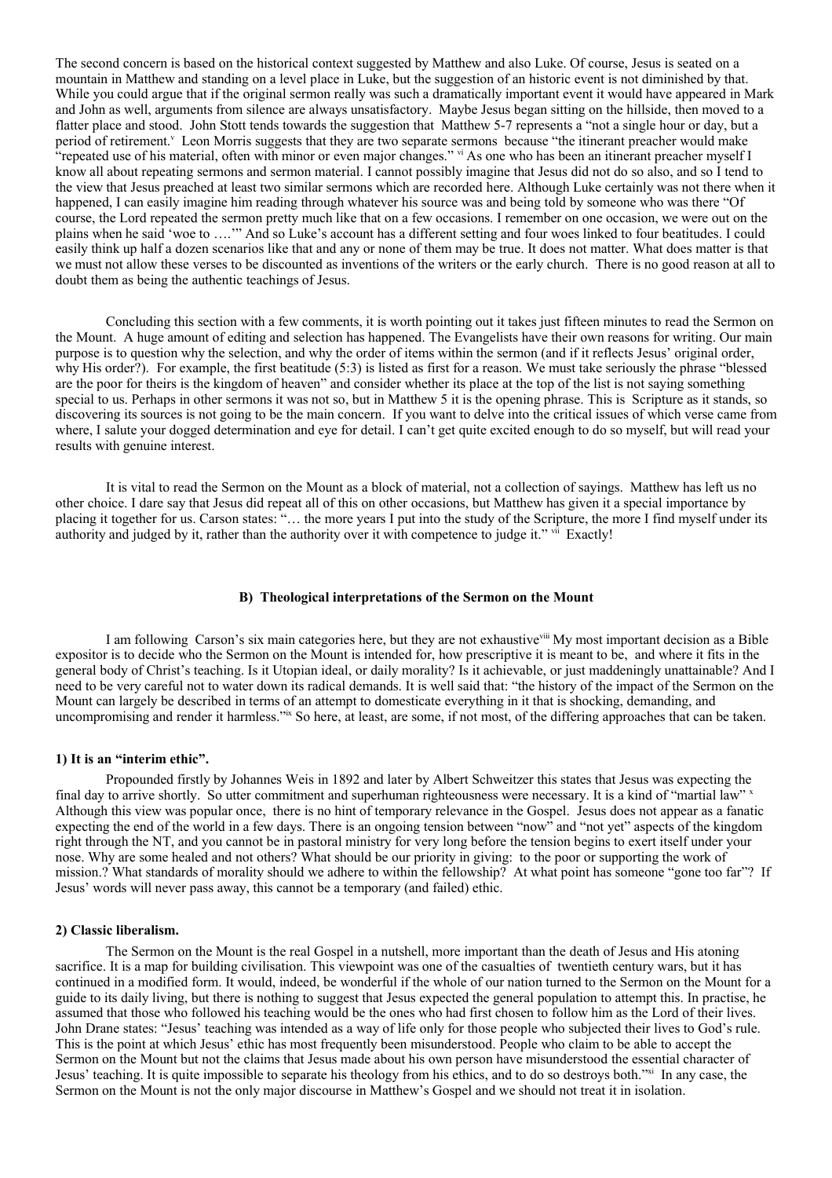The second concern is based on the historical context suggested by Matthew and also Luke. Of course, Jesus is seated on a mountain in Matthew and standing on a level place in Luke, but the suggestion of an historic event is not diminished by that. While you could argue that if the original sermon really was such a dramatically important event it would have appeared in Mark and John as well, arguments from silence are always unsatisfactory. Maybe Jesus began sitting on the hillside, then moved to a flatter place and stood. John Stott tends towards the suggestion that Matthew 5-7 represents a "not a single hour or day, but a period of retirement.[v] Leon Morris suggests that they are two separate sermons because "the itinerant preacher would make "repeated use of his material, often with minor or even major changes." [vi] As one who has been an itinerant preacher myself I know all about repeating sermons and sermon material. I cannot possibly imagine that Jesus did not do so also, and so I tend to the view that Jesus preached at least two similar sermons which are recorded here. Although Luke certainly was not there when it happened, I can easily imagine him reading through whatever his source was and being told by someone who was there "Of course, the Lord repeated the sermon pretty much like that on a few occasions. I remember on one occasion, we were out on the plains when he said 'woe to ….'" And so Luke's account has a different setting and four woes linked to four beatitudes. I could easily think up half a dozen scenarios like that and any or none of them may be true. It does not matter. What does matter is that we must not allow these verses to be discounted as inventions of the writers or the early church. There is no good reason at all to doubt them as being the authentic teachings of Jesus.

Concluding this section with a few comments, it is worth pointing out it takes just fifteen minutes to read the Sermon on the Mount. A huge amount of editing and selection has happened. The Evangelists have their own reasons for writing. Our main purpose is to question why the selection, and why the order of items within the sermon (and if it reflects Jesus' original order, why His order?). For example, the first beatitude (5:3) is listed as first for a reason. We must take seriously the phrase "blessed are the poor for theirs is the kingdom of heaven" and consider whether its place at the top of the list is not saying something special to us. Perhaps in other sermons it was not so, but in Matthew 5 it is the opening phrase. This is Scripture as it stands, so discovering its sources is not going to be the main concern. If you want to delve into the critical issues of which verse came from where, I salute your dogged determination and eye for detail. I can't get quite excited enough to do so myself, but will read your results with genuine interest.

It is vital to read the Sermon on the Mount as a block of material, not a collection of sayings. Matthew has left us no other choice. I dare say that Jesus did repeat all of this on other occasions, but Matthew has given it a special importance by placing it together for us. Carson states: "… the more years I put into the study of the Scripture, the more I find myself under its authority and judged by it, rather than the authority over it with competence to judge it." [vii] Exactly!

### B) Theological interpretations of the Sermon on the Mount

I am following Carson's six main categories here, but they are not exhaustive[viii] My most important decision as a Bible expositor is to decide who the Sermon on the Mount is intended for, how prescriptive it is meant to be, and where it fits in the general body of Christ's teaching. Is it Utopian ideal, or daily morality? Is it achievable, or just maddeningly unattainable? And I need to be very careful not to water down its radical demands. It is well said that: "the history of the impact of the Sermon on the Mount can largely be described in terms of an attempt to domesticate everything in it that is shocking, demanding, and uncompromising and render it harmless."[ix] So here, at least, are some, if not most, of the differing approaches that can be taken.

#### 1) It is an "interim ethic".

Propounded firstly by Johannes Weis in 1892 and later by Albert Schweitzer this states that Jesus was expecting the final day to arrive shortly. So utter commitment and superhuman righteousness were necessary. It is a kind of "martial law" [x] Although this view was popular once, there is no hint of temporary relevance in the Gospel. Jesus does not appear as a fanatic expecting the end of the world in a few days. There is an ongoing tension between "now" and "not yet" aspects of the kingdom right through the NT, and you cannot be in pastoral ministry for very long before the tension begins to exert itself under your nose. Why are some healed and not others? What should be our priority in giving: to the poor or supporting the work of mission.? What standards of morality should we adhere to within the fellowship? At what point has someone "gone too far"? If Jesus' words will never pass away, this cannot be a temporary (and failed) ethic.

#### 2) Classic liberalism.

The Sermon on the Mount is the real Gospel in a nutshell, more important than the death of Jesus and His atoning sacrifice. It is a map for building civilisation. This viewpoint was one of the casualties of twentieth century wars, but it has continued in a modified form. It would, indeed, be wonderful if the whole of our nation turned to the Sermon on the Mount for a guide to its daily living, but there is nothing to suggest that Jesus expected the general population to attempt this. In practise, he assumed that those who followed his teaching would be the ones who had first chosen to follow him as the Lord of their lives. John Drane states: "Jesus' teaching was intended as a way of life only for those people who subjected their lives to God's rule. This is the point at which Jesus' ethic has most frequently been misunderstood. People who claim to be able to accept the Sermon on the Mount but not the claims that Jesus made about his own person have misunderstood the essential character of Jesus' teaching. It is quite impossible to separate his theology from his ethics, and to do so destroys both."[xi] In any case, the Sermon on the Mount is not the only major discourse in Matthew's Gospel and we should not treat it in isolation.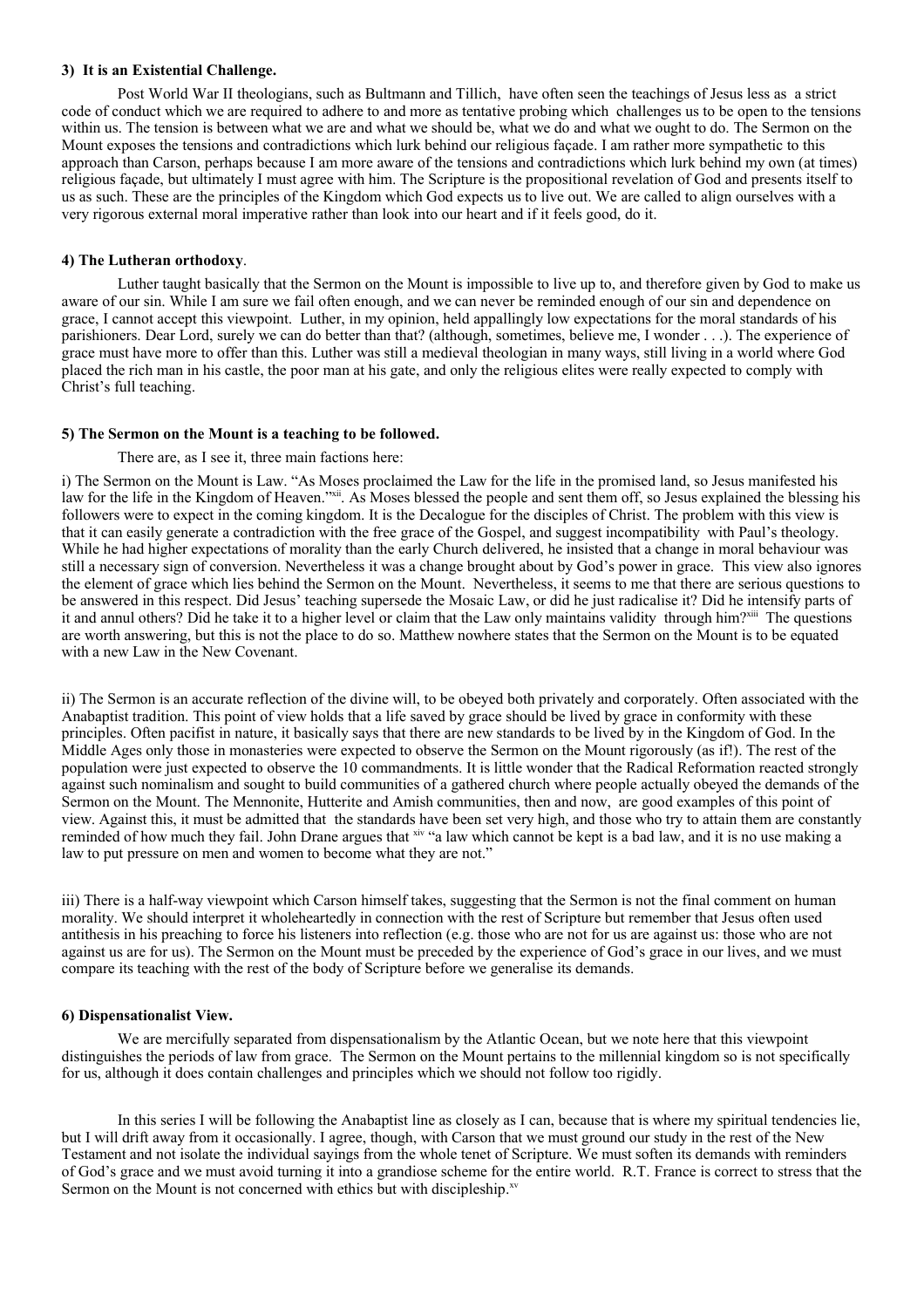**3) It is an Existential Challenge.**

Post World War II theologians, such as Bultmann and Tillich, have often seen the teachings of Jesus less as a strict code of conduct which we are required to adhere to and more as tentative probing which challenges us to be open to the tensions within us. The tension is between what we are and what we should be, what we do and what we ought to do. The Sermon on the Mount exposes the tensions and contradictions which lurk behind our religious façade. I am rather more sympathetic to this approach than Carson, perhaps because I am more aware of the tensions and contradictions which lurk behind my own (at times) religious façade, but ultimately I must agree with him. The Scripture is the propositional revelation of God and presents itself to us as such. These are the principles of the Kingdom which God expects us to live out. We are called to align ourselves with a very rigorous external moral imperative rather than look into our heart and if it feels good, do it.

**4) The Lutheran orthodoxy**.

Luther taught basically that the Sermon on the Mount is impossible to live up to, and therefore given by God to make us aware of our sin. While I am sure we fail often enough, and we can never be reminded enough of our sin and dependence on grace, I cannot accept this viewpoint. Luther, in my opinion, held appallingly low expectations for the moral standards of his parishioners. Dear Lord, surely we can do better than that? (although, sometimes, believe me, I wonder . . .). The experience of grace must have more to offer than this. Luther was still a medieval theologian in many ways, still living in a world where God placed the rich man in his castle, the poor man at his gate, and only the religious elites were really expected to comply with Christ's full teaching.

**5) The Sermon on the Mount is a teaching to be followed.**

There are, as I see it, three main factions here:

i) The Sermon on the Mount is Law. "As Moses proclaimed the Law for the life in the promised land, so Jesus manifested his law for the life in the Kingdom of Heaven."[xii]. As Moses blessed the people and sent them off, so Jesus explained the blessing his followers were to expect in the coming kingdom. It is the Decalogue for the disciples of Christ. The problem with this view is that it can easily generate a contradiction with the free grace of the Gospel, and suggest incompatibility with Paul's theology. While he had higher expectations of morality than the early Church delivered, he insisted that a change in moral behaviour was still a necessary sign of conversion. Nevertheless it was a change brought about by God's power in grace. This view also ignores the element of grace which lies behind the Sermon on the Mount. Nevertheless, it seems to me that there are serious questions to be answered in this respect. Did Jesus' teaching supersede the Mosaic Law, or did he just radicalise it? Did he intensify parts of it and annul others? Did he take it to a higher level or claim that the Law only maintains validity through him?[xiii] The questions are worth answering, but this is not the place to do so. Matthew nowhere states that the Sermon on the Mount is to be equated with a new Law in the New Covenant.

ii) The Sermon is an accurate reflection of the divine will, to be obeyed both privately and corporately. Often associated with the Anabaptist tradition. This point of view holds that a life saved by grace should be lived by grace in conformity with these principles. Often pacifist in nature, it basically says that there are new standards to be lived by in the Kingdom of God. In the Middle Ages only those in monasteries were expected to observe the Sermon on the Mount rigorously (as if!). The rest of the population were just expected to observe the 10 commandments. It is little wonder that the Radical Reformation reacted strongly against such nominalism and sought to build communities of a gathered church where people actually obeyed the demands of the Sermon on the Mount. The Mennonite, Hutterite and Amish communities, then and now, are good examples of this point of view. Against this, it must be admitted that the standards have been set very high, and those who try to attain them are constantly reminded of how much they fail. John Drane argues that [xiv] "a law which cannot be kept is a bad law, and it is no use making a law to put pressure on men and women to become what they are not."

iii) There is a half-way viewpoint which Carson himself takes, suggesting that the Sermon is not the final comment on human morality. We should interpret it wholeheartedly in connection with the rest of Scripture but remember that Jesus often used antithesis in his preaching to force his listeners into reflection (e.g. those who are not for us are against us: those who are not against us are for us). The Sermon on the Mount must be preceded by the experience of God's grace in our lives, and we must compare its teaching with the rest of the body of Scripture before we generalise its demands.

**6) Dispensationalist View.**

We are mercifully separated from dispensationalism by the Atlantic Ocean, but we note here that this viewpoint distinguishes the periods of law from grace. The Sermon on the Mount pertains to the millennial kingdom so is not specifically for us, although it does contain challenges and principles which we should not follow too rigidly.

In this series I will be following the Anabaptist line as closely as I can, because that is where my spiritual tendencies lie, but I will drift away from it occasionally. I agree, though, with Carson that we must ground our study in the rest of the New Testament and not isolate the individual sayings from the whole tenet of Scripture. We must soften its demands with reminders of God's grace and we must avoid turning it into a grandiose scheme for the entire world. R.T. France is correct to stress that the Sermon on the Mount is not concerned with ethics but with discipleship.[xv]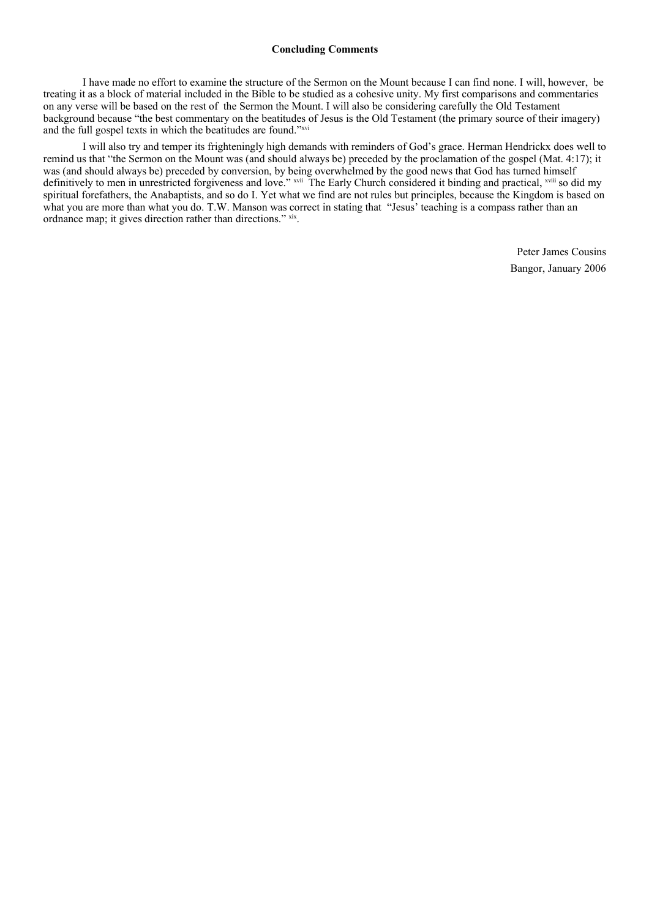**Concluding Comments**

I have made no effort to examine the structure of the Sermon on the Mount because I can find none. I will, however, be treating it as a block of material included in the Bible to be studied as a cohesive unity. My first comparisons and commentaries on any verse will be based on the rest of the Sermon the Mount. I will also be considering carefully the Old Testament background because "the best commentary on the beatitudes of Jesus is the Old Testament (the primary source of their imagery) and the full gospel texts in which the beatitudes are found."[xvi]

I will also try and temper its frighteningly high demands with reminders of God's grace. Herman Hendrickx does well to remind us that "the Sermon on the Mount was (and should always be) preceded by the proclamation of the gospel (Mat. 4:17); it was (and should always be) preceded by conversion, by being overwhelmed by the good news that God has turned himself definitively to men in unrestricted forgiveness and love." [xvii] The Early Church considered it binding and practical, [xviii] so did my spiritual forefathers, the Anabaptists, and so do I. Yet what we find are not rules but principles, because the Kingdom is based on what you are more than what you do. T.W. Manson was correct in stating that "Jesus' teaching is a compass rather than an ordnance map; it gives direction rather than directions." [xix].

Peter James Cousins

Bangor, January 2006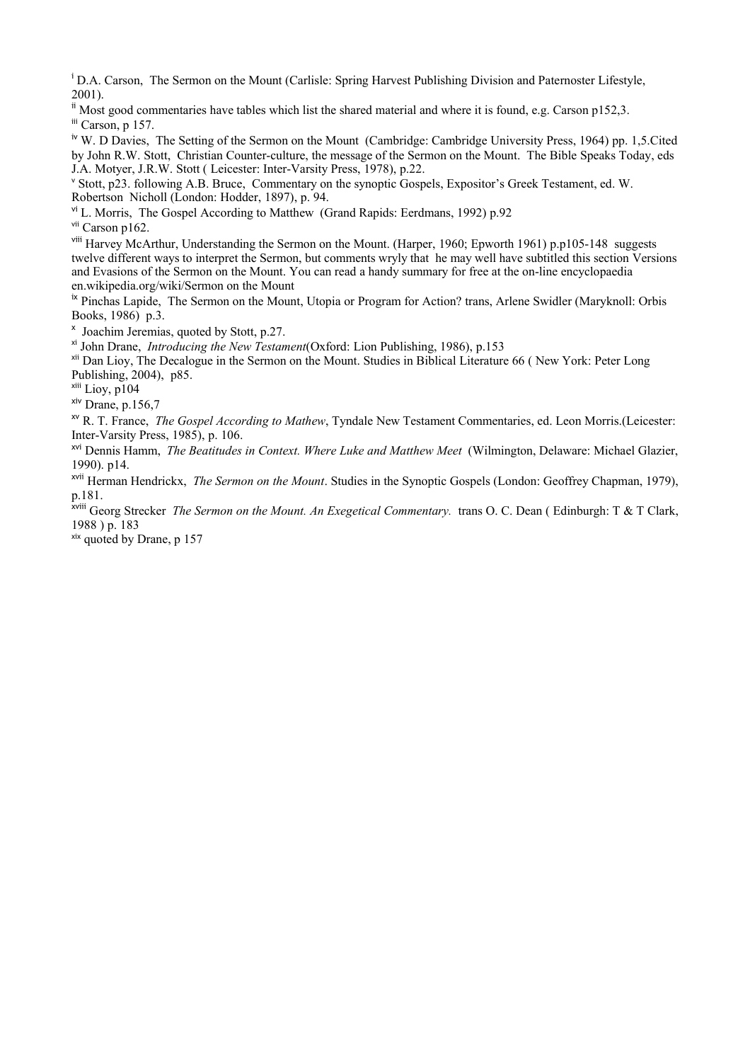[i] D.A. Carson, The Sermon on the Mount (Carlisle: Spring Harvest Publishing Division and Paternoster Lifestyle, 2001).

[ii] Most good commentaries have tables which list the shared material and where it is found, e.g. Carson p152,3.

[iii] Carson, p 157.

[iv] W. D Davies, The Setting of the Sermon on the Mount (Cambridge: Cambridge University Press, 1964) pp. 1,5.Cited by John R.W. Stott, Christian Counter-culture, the message of the Sermon on the Mount. The Bible Speaks Today, eds J.A. Motyer, J.R.W. Stott ( Leicester: Inter-Varsity Press, 1978), p.22.

[v] Stott, p23. following A.B. Bruce, Commentary on the synoptic Gospels, Expositor's Greek Testament, ed. W. Robertson Nicholl (London: Hodder, 1897), p. 94.

[vi] L. Morris, The Gospel According to Matthew (Grand Rapids: Eerdmans, 1992) p.92

[vii] Carson p162.

[viii] Harvey McArthur, Understanding the Sermon on the Mount. (Harper, 1960; Epworth 1961) p.p105-148 suggests twelve different ways to interpret the Sermon, but comments wryly that he may well have subtitled this section Versions and Evasions of the Sermon on the Mount. You can read a handy summary for free at the on-line encyclopaedia en.wikipedia.org/wiki/Sermon on the Mount

[ix] Pinchas Lapide, The Sermon on the Mount, Utopia or Program for Action? trans, Arlene Swidler (Maryknoll: Orbis Books, 1986) p.3.

[x] Joachim Jeremias, quoted by Stott, p.27.

[xi] John Drane, *Introducing the New Testament*(Oxford: Lion Publishing, 1986), p.153

[xii] Dan Lioy, The Decalogue in the Sermon on the Mount. Studies in Biblical Literature 66 ( New York: Peter Long Publishing, 2004), p85.

[xiii] Lioy, p104

[xiv] Drane, p.156,7

[xv] R. T. France, *The Gospel According to Mathew*, Tyndale New Testament Commentaries, ed. Leon Morris.(Leicester: Inter-Varsity Press, 1985), p. 106.

[xvi] Dennis Hamm, *The Beatitudes in Context. Where Luke and Matthew Meet* (Wilmington, Delaware: Michael Glazier, 1990). p14.

[xvii] Herman Hendrickx, *The Sermon on the Mount*. Studies in the Synoptic Gospels (London: Geoffrey Chapman, 1979), p.181.

[xviii] Georg Strecker *The Sermon on the Mount. An Exegetical Commentary.* trans O. C. Dean ( Edinburgh: T & T Clark, 1988 ) p. 183

[xix] quoted by Drane, p 157